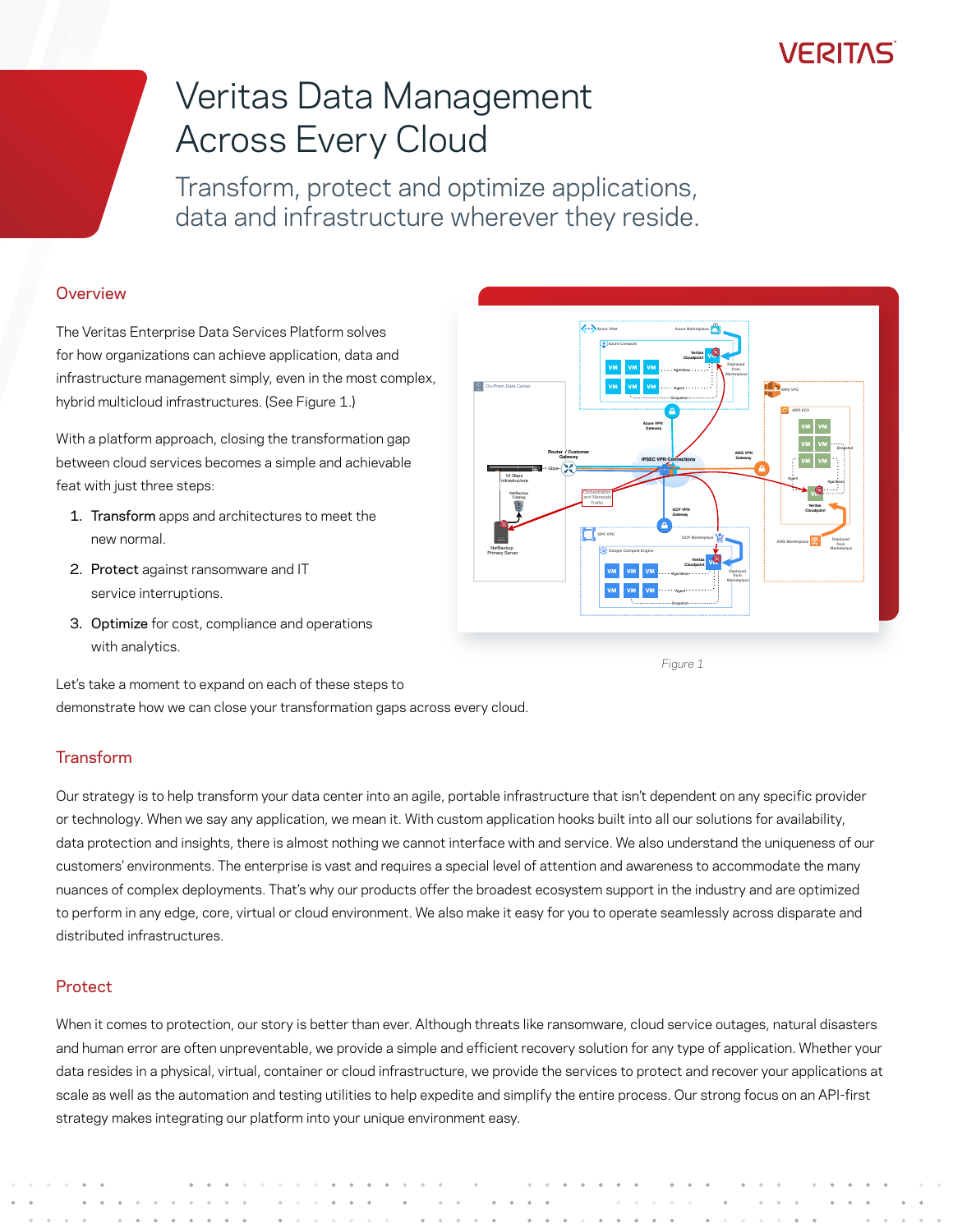# Veritas Data Management Across Every Cloud

Transform, protect and optimize applications, data and infrastructure wherever they reside.

## Overview

The Veritas Enterprise Data Services Platform solves for how organizations can achieve application, data and infrastructure management simply, even in the most complex, hybrid multicloud infrastructures. (See Figure 1.)

With a platform approach, closing the transformation gap between cloud services becomes a simple and achievable feat with just three steps:

1. **Transform** apps and architectures to meet the new normal.
2. **Protect** against ransomware and IT service interruptions.
3. **Optimize** for cost, compliance and operations with analytics.

Figure 1

Let's take a moment to expand on each of these steps to demonstrate how we can close your transformation gaps across every cloud.

## Transform

Our strategy is to help transform your data center into an agile, portable infrastructure that isn't dependent on any specific provider or technology. When we say any application, we mean it. With custom application hooks built into all our solutions for availability, data protection and insights, there is almost nothing we cannot interface with and service. We also understand the uniqueness of our customers' environments. The enterprise is vast and requires a special level of attention and awareness to accommodate the many nuances of complex deployments. That's why our products offer the broadest ecosystem support in the industry and are optimized to perform in any edge, core, virtual or cloud environment. We also make it easy for you to operate seamlessly across disparate and distributed infrastructures.

## Protect

When it comes to protection, our story is better than ever. Although threats like ransomware, cloud service outages, natural disasters and human error are often unpreventable, we provide a simple and efficient recovery solution for any type of application. Whether your data resides in a physical, virtual, container or cloud infrastructure, we provide the services to protect and recover your applications at scale as well as the automation and testing utilities to help expedite and simplify the entire process. Our strong focus on an API-first strategy makes integrating our platform into your unique environment easy.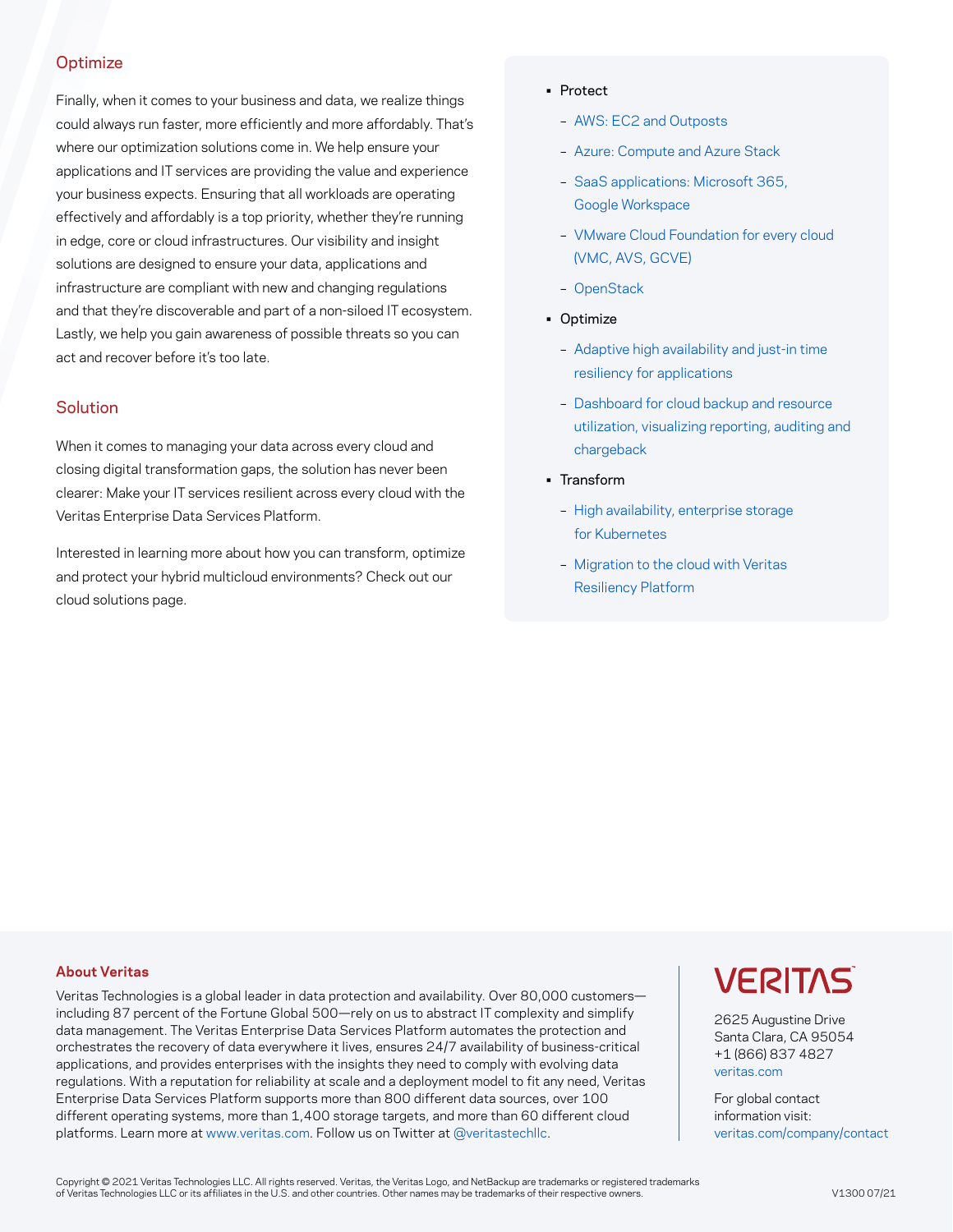## Optimize

Finally, when it comes to your business and data, we realize things could always run faster, more efficiently and more affordably. That's where our optimization solutions come in. We help ensure your applications and IT services are providing the value and experience your business expects. Ensuring that all workloads are operating effectively and affordably is a top priority, whether they're running in edge, core or cloud infrastructures. Our visibility and insight solutions are designed to ensure your data, applications and infrastructure are compliant with new and changing regulations and that they're discoverable and part of a non-siloed IT ecosystem. Lastly, we help you gain awareness of possible threats so you can act and recover before it's too late.

## Solution

When it comes to managing your data across every cloud and closing digital transformation gaps, the solution has never been clearer: Make your IT services resilient across every cloud with the Veritas Enterprise Data Services Platform.

Interested in learning more about how you can transform, optimize and protect your hybrid multicloud environments? Check out our cloud solutions page.

- Protect
  - AWS: EC2 and Outposts
  - Azure: Compute and Azure Stack
  - SaaS applications: Microsoft 365, Google Workspace
  - VMware Cloud Foundation for every cloud (VMC, AVS, GCVE)
  - OpenStack
- Optimize
  - Adaptive high availability and just-in time resiliency for applications
  - Dashboard for cloud backup and resource utilization, visualizing reporting, auditing and chargeback
- Transform
  - High availability, enterprise storage for Kubernetes
  - Migration to the cloud with Veritas Resiliency Platform

**About Veritas**

Veritas Technologies is a global leader in data protection and availability. Over 80,000 customers—including 87 percent of the Fortune Global 500—rely on us to abstract IT complexity and simplify data management. The Veritas Enterprise Data Services Platform automates the protection and orchestrates the recovery of data everywhere it lives, ensures 24/7 availability of business-critical applications, and provides enterprises with the insights they need to comply with evolving data regulations. With a reputation for reliability at scale and a deployment model to fit any need, Veritas Enterprise Data Services Platform supports more than 800 different data sources, over 100 different operating systems, more than 1,400 storage targets, and more than 60 different cloud platforms. Learn more at www.veritas.com. Follow us on Twitter at @veritastechllc.

VERITAS

2625 Augustine Drive
Santa Clara, CA 95054
+1 (866) 837 4827
veritas.com

For global contact information visit:
veritas.com/company/contact

Copyright © 2021 Veritas Technologies LLC. All rights reserved. Veritas, the Veritas Logo, and NetBackup are trademarks or registered trademarks of Veritas Technologies LLC or its affiliates in the U.S. and other countries. Other names may be trademarks of their respective owners.

V1300 07/21